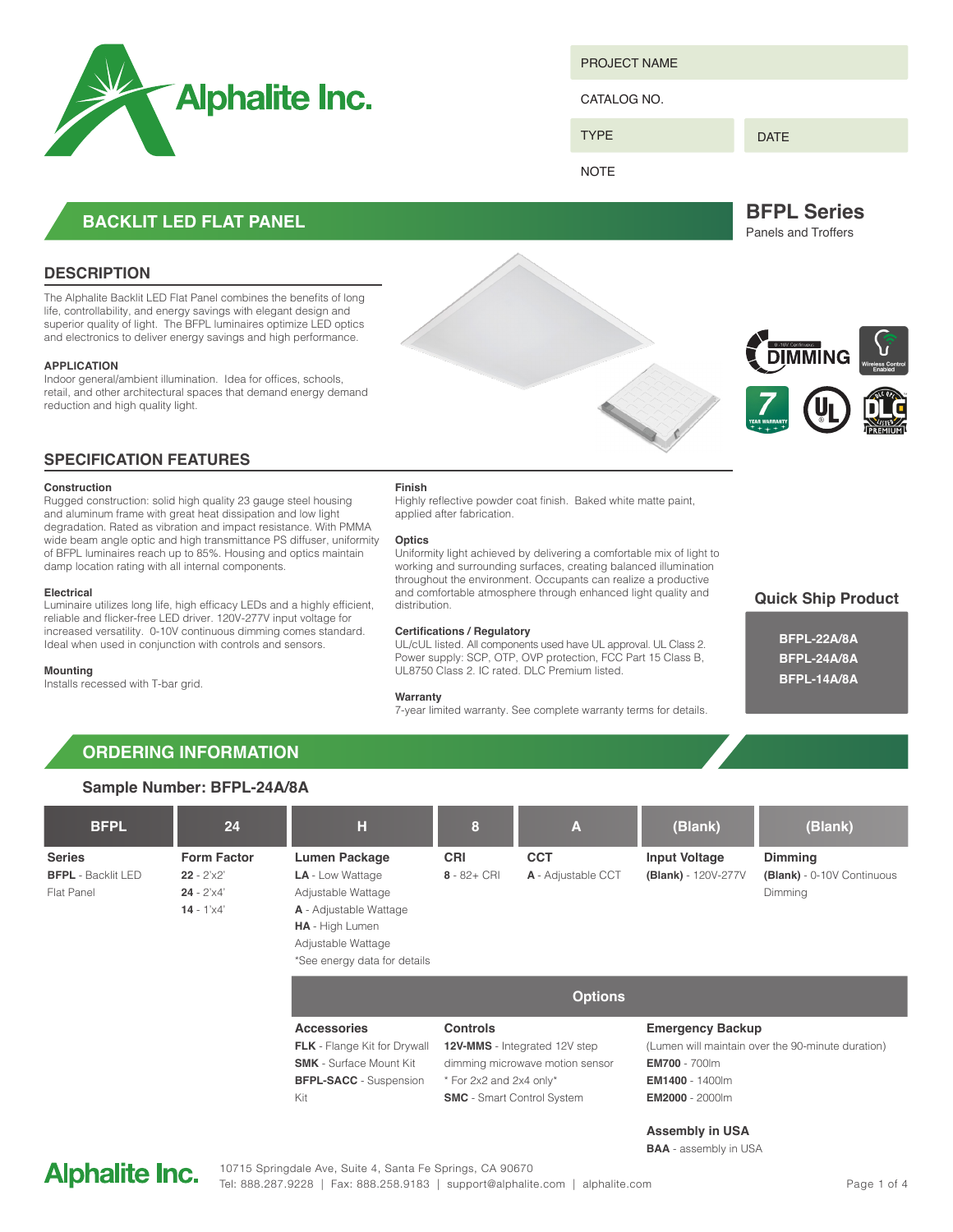Alphalite Inc.

| PROJECT NAME | |
|---|---|
| CATALOG NO. | |
| TYPE | DATE |
| NOTE | |

# BACKLIT LED FLAT PANEL

## BFPL Series

Panels and Troffers

## DESCRIPTION

The Alphalite Backlit LED Flat Panel combines the benefits of long life, controllability, and energy savings with elegant design and superior quality of light. The BFPL luminaires optimize LED optics and electronics to deliver energy savings and high performance.

**APPLICATION**

Indoor general/ambient illumination. Idea for offices, schools, retail, and other architectural spaces that demand energy demand reduction and high quality light.

## SPECIFICATION FEATURES

**Construction**

Rugged construction: solid high quality 23 gauge steel housing and aluminum frame with great heat dissipation and low light degradation. Rated as vibration and impact resistance. With PMMA wide beam angle optic and high transmittance PS diffuser, uniformity of BFPL luminaires reach up to 85%. Housing and optics maintain damp location rating with all internal components.

**Electrical**

Luminaire utilizes long life, high efficacy LEDs and a highly efficient, reliable and flicker-free LED driver. 120V-277V input voltage for increased versatility. 0-10V continuous dimming comes standard. Ideal when used in conjunction with controls and sensors.

**Mounting**

Installs recessed with T-bar grid.

**Finish**

Highly reflective powder coat finish. Baked white matte paint, applied after fabrication.

**Optics**

Uniformity light achieved by delivering a comfortable mix of light to working and surrounding surfaces, creating balanced illumination throughout the environment. Occupants can realize a productive and comfortable atmosphere through enhanced light quality and distribution.

**Certifications / Regulatory**

UL/cUL listed. All components used have UL approval. UL Class 2. Power supply: SCP, OTP, OVP protection, FCC Part 15 Class B, UL8750 Class 2. IC rated. DLC Premium listed.

**Warranty**

7-year limited warranty. See complete warranty terms for details.

### Quick Ship Product

- BFPL-22A/8A
- BFPL-24A/8A
- BFPL-14A/8A

# ORDERING INFORMATION

### Sample Number: BFPL-24A/8A

| BFPL | 24 | H | 8 | A | (Blank) | (Blank) |
|---|---|---|---|---|---|---|
| **Series** | **Form Factor** | **Lumen Package** | **CRI** | **CCT** | **Input Voltage** | **Dimming** |
| **BFPL** - Backlit LED Flat Panel | **22** - 2'x2'<br>**24** - 2'x4'<br>**14** - 1'x4' | **LA** - Low Wattage Adjustable Wattage<br>**A** - Adjustable Wattage<br>**HA** - High Lumen Adjustable Wattage<br>*See energy data for details | **8** - 82+ CRI | **A** - Adjustable CCT | **(Blank)** - 120V-277V | **(Blank)** - 0-10V Continuous Dimming |

### Options

| Accessories | Controls | Emergency Backup |
|---|---|---|
| **FLK** - Flange Kit for Drywall<br>**SMK** - Surface Mount Kit<br>**BFPL-SACC** - Suspension Kit | **12V-MMS** - Integrated 12V step dimming microwave motion sensor<br>* For 2x2 and 2x4 only*<br>**SMC** - Smart Control System | (Lumen will maintain over the 90-minute duration)<br>**EM700** - 700lm<br>**EM1400** - 1400lm<br>**EM2000** - 2000lm |

**Assembly in USA**

**BAA** - assembly in USA

Alphalite Inc.
10715 Springdale Ave, Suite 4, Santa Fe Springs, CA 90670
Tel: 888.287.9228 | Fax: 888.258.9183 | support@alphalite.com | alphalite.com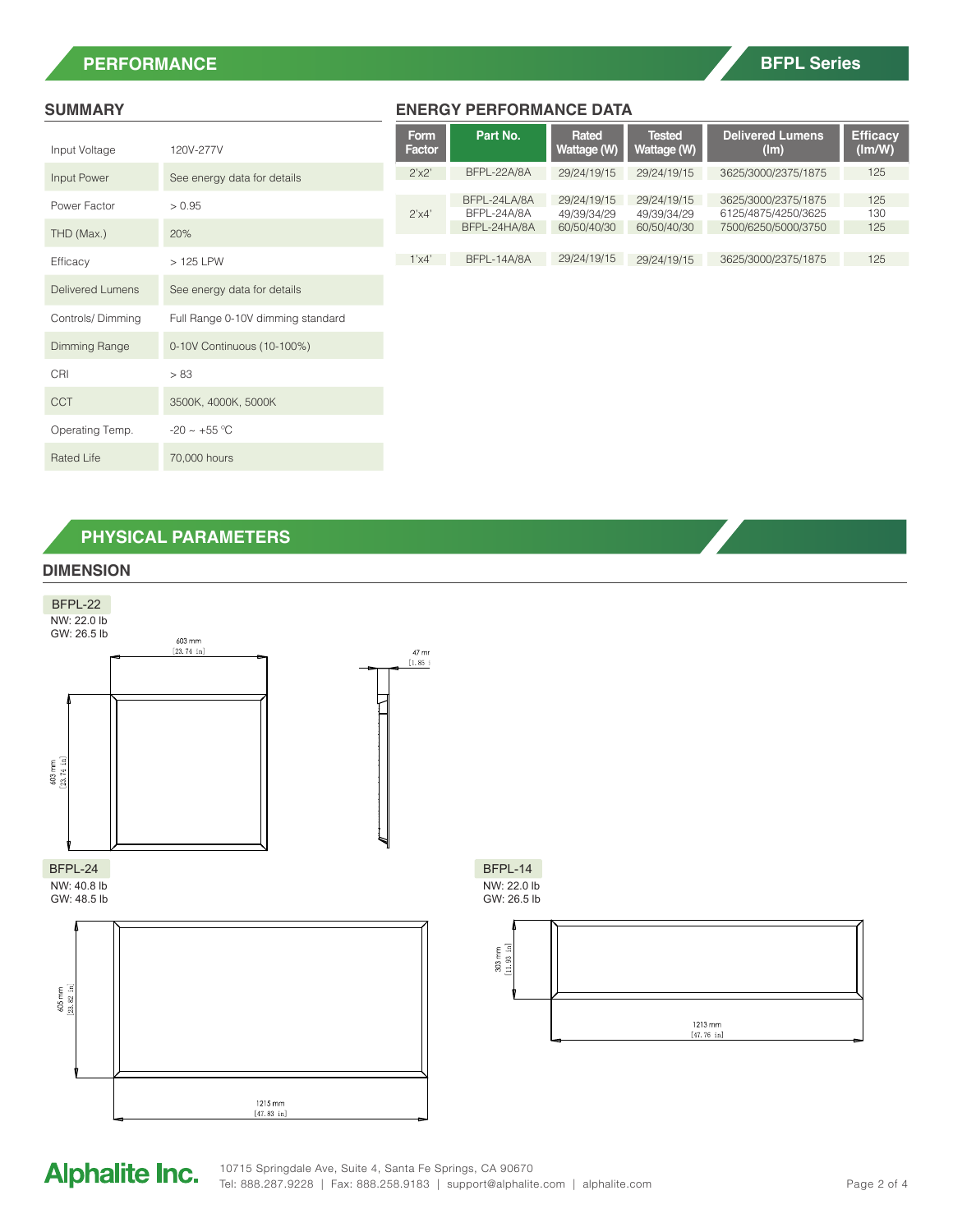## PERFORMANCE

### SUMMARY

| | |
|---|---|
| Input Voltage | 120V-277V |
| Input Power | See energy data for details |
| Power Factor | > 0.95 |
| THD (Max.) | 20% |
| Efficacy | > 125 LPW |
| Delivered Lumens | See energy data for details |
| Controls/ Dimming | Full Range 0-10V dimming standard |
| Dimming Range | 0-10V Continuous (10-100%) |
| CRI | > 83 |
| CCT | 3500K, 4000K, 5000K |
| Operating Temp. | -20 ~ +55 ℃ |
| Rated Life | 70,000 hours |

### ENERGY PERFORMANCE DATA

| Form Factor | Part No. | Rated Wattage (W) | Tested Wattage (W) | Delivered Lumens (lm) | Efficacy (lm/W) |
|---|---|---|---|---|---|
| 2'x2' | BFPL-22A/8A | 29/24/19/15 | 29/24/19/15 | 3625/3000/2375/1875 | 125 |
| 2'x4' | BFPL-24LA/8A | 29/24/19/15 | 29/24/19/15 | 3625/3000/2375/1875 | 125 |
| | BFPL-24A/8A | 49/39/34/29 | 49/39/34/29 | 6125/4875/4250/3625 | 130 |
| | BFPL-24HA/8A | 60/50/40/30 | 60/50/40/30 | 7500/6250/5000/3750 | 125 |
| 1'x4' | BFPL-14A/8A | 29/24/19/15 | 29/24/19/15 | 3625/3000/2375/1875 | 125 |

## PHYSICAL PARAMETERS

### DIMENSION

**BFPL-22**
NW: 22.0 lb
GW: 26.5 lb

603 mm [23.74 in] × 603 mm [23.74 in]; 47 mm [1.85 in]

**BFPL-24**
NW: 40.8 lb
GW: 48.5 lb

605 mm [23.82 in] × 1215 mm [47.83 in]

**BFPL-14**
NW: 22.0 lb
GW: 26.5 lb

303 mm [11.93 in] × 1213 mm [47.76 in]

**Alphalite Inc.**
10715 Springdale Ave, Suite 4, Santa Fe Springs, CA 90670
Tel: 888.287.9228 | Fax: 888.258.9183 | support@alphalite.com | alphalite.com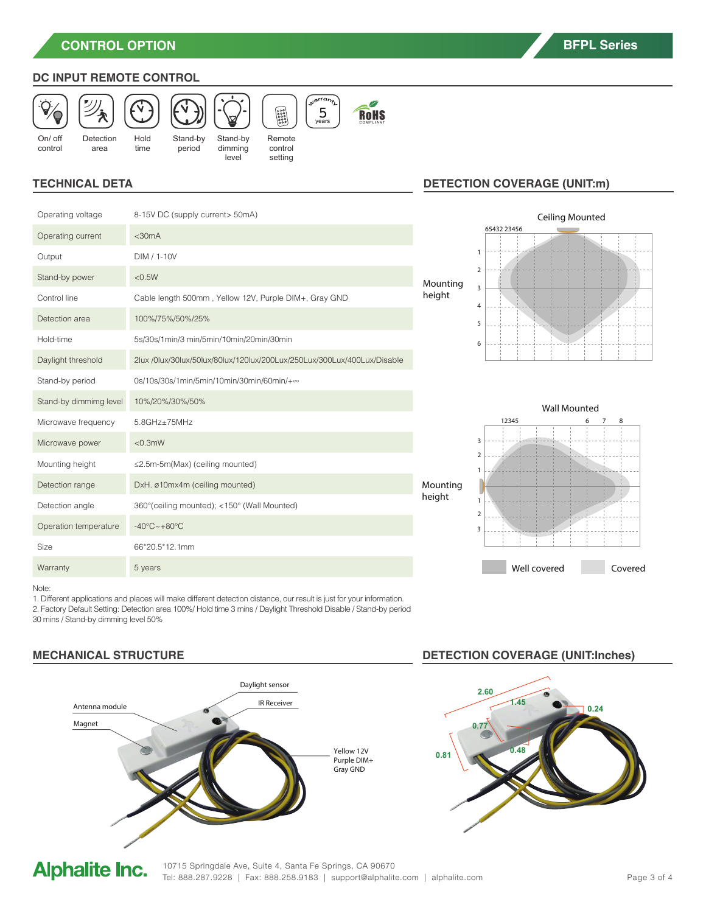## CONTROL OPTION

## DC INPUT REMOTE CONTROL

On/ off control | Detection area | Hold time | Stand-by period | Stand-by dimming level | Remote control setting

## TECHNICAL DETA

| | |
|---|---|
| Operating voltage | 8-15V DC (supply current> 50mA) |
| Operating current | <30mA |
| Output | DIM / 1-10V |
| Stand-by power | <0.5W |
| Control line | Cable length 500mm , Yellow 12V, Purple DIM+, Gray GND |
| Detection area | 100%/75%/50%/25% |
| Hold-time | 5s/30s/1min/3 min/5min/10min/20min/30min |
| Daylight threshold | 2lux /0lux/30lux/50lux/80lux/120lux/200Lux/250Lux/300Lux/400Lux/Disable |
| Stand-by period | 0s/10s/30s/1min/5min/10min/30min/60min/+∞ |
| Stand-by dimmimg level | 10%/20%/30%/50% |
| Microwave frequency | 5.8GHz±75MHz |
| Microwave power | <0.3mW |
| Mounting height | ≤2.5m-5m(Max) (ceiling mounted) |
| Detection range | DxH. ø10mx4m (ceiling mounted) |
| Detection angle | 360°(ceiling mounted); <150° (Wall Mounted) |
| Operation temperature | -40°C~+80°C |
| Size | 66*20.5*12.1mm |
| Warranty | 5 years |

Note:
1. Different applications and places will make different detection distance, our result is just for your information.
2. Factory Default Setting: Detection area 100%/ Hold time 3 mins / Daylight Threshold Disable / Stand-by period 30 mins / Stand-by dimming level 50%

## DETECTION COVERAGE (UNIT:m)

Ceiling Mounted

Wall Mounted

Mounting height

Well covered | Covered

## MECHANICAL STRUCTURE

Daylight sensor
IR Receiver
Antenna module
Magnet
Yellow 12V
Purple DIM+
Gray GND

## DETECTION COVERAGE (UNIT:Inches)

2.60, 1.45, 0.24, 0.77, 0.48, 0.81

**Alphalite Inc.**
10715 Springdale Ave, Suite 4, Santa Fe Springs, CA 90670
Tel: 888.287.9228 | Fax: 888.258.9183 | support@alphalite.com | alphalite.com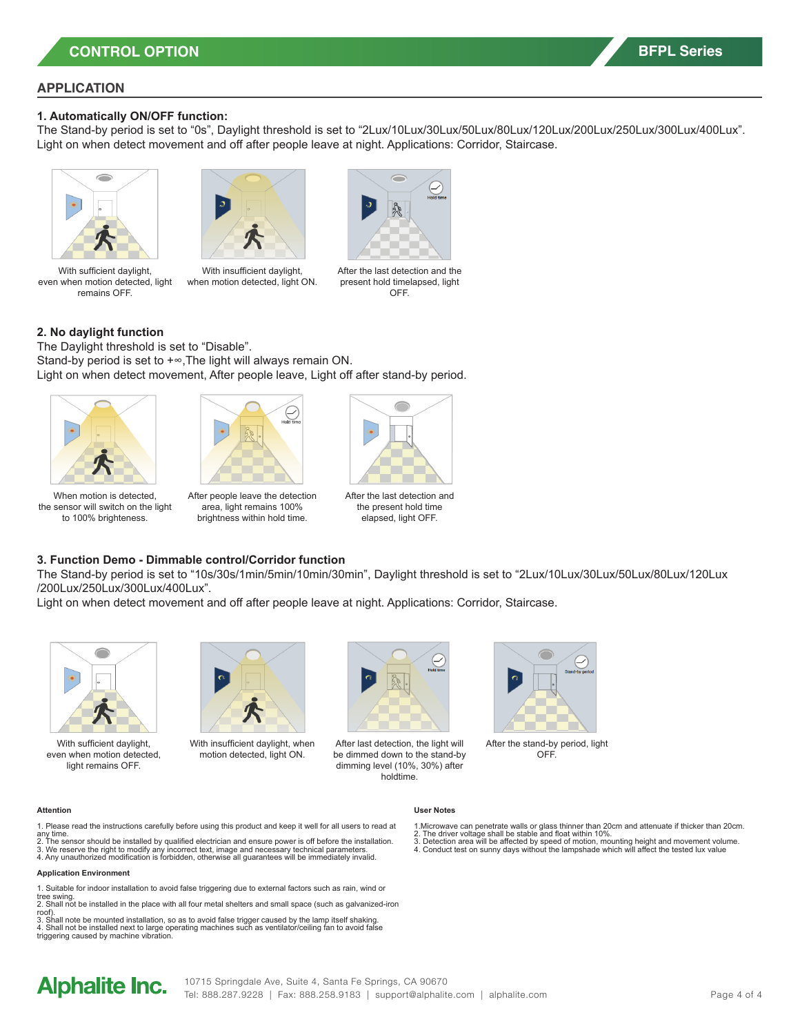## CONTROL OPTION

## APPLICATION

### 1. Automatically ON/OFF function:

The Stand-by period is set to “0s”, Daylight threshold is set to “2Lux/10Lux/30Lux/50Lux/80Lux/120Lux/200Lux/250Lux/300Lux/400Lux”. Light on when detect movement and off after people leave at night. Applications: Corridor, Staircase.

With sufficient daylight, even when motion detected, light remains OFF.

With insufficient daylight, when motion detected, light ON.

After the last detection and the present hold timelapsed, light OFF.

### 2. No daylight function

The Daylight threshold is set to “Disable”.
Stand-by period is set to +∞,The light will always remain ON.
Light on when detect movement, After people leave, Light off after stand-by period.

When motion is detected, the sensor will switch on the light to 100% brighteness.

After people leave the detection area, light remains 100% brightness within hold time.

After the last detection and the present hold time elapsed, light OFF.

### 3. Function Demo - Dimmable control/Corridor function

The Stand-by period is set to “10s/30s/1min/5min/10min/30min”, Daylight threshold is set to “2Lux/10Lux/30Lux/50Lux/80Lux/120Lux /200Lux/250Lux/300Lux/400Lux”.
Light on when detect movement and off after people leave at night. Applications: Corridor, Staircase.

With sufficient daylight, even when motion detected, light remains OFF.

With insufficient daylight, when motion detected, light ON.

After last detection, the light will be dimmed down to the stand-by dimming level (10%, 30%) after holdtime.

After the stand-by period, light OFF.

#### Attention

1. Please read the instructions carefully before using this product and keep it well for all users to read at any time.
2. The sensor should be installed by qualified electrician and ensure power is off before the installation.
3. We reserve the right to modify any incorrect text, image and necessary technical parameters.
4. Any unauthorized modification is forbidden, otherwise all guarantees will be immediately invalid.

#### Application Environment

1. Suitable for indoor installation to avoid false triggering due to external factors such as rain, wind or tree swing.
2. Shall not be installed in the place with all four metal shelters and small space (such as galvanized-iron roof).
3. Shall note be mounted installation, so as to avoid false trigger caused by the lamp itself shaking.
4. Shall not be installed next to large operating machines such as ventilator/ceiling fan to avoid false triggering caused by machine vibration.

#### User Notes

1. Microwave can penetrate walls or glass thinner than 20cm and attenuate if thicker than 20cm.
2. The driver voltage shall be stable and float within 10%.
3. Detection area will be affected by speed of motion, mounting height and movement volume.
4. Conduct test on sunny days without the lampshade which will affect the tested lux value

**Alphalite Inc.** 10715 Springdale Ave, Suite 4, Santa Fe Springs, CA 90670
Tel: 888.287.9228 | Fax: 888.258.9183 | support@alphalite.com | alphalite.com